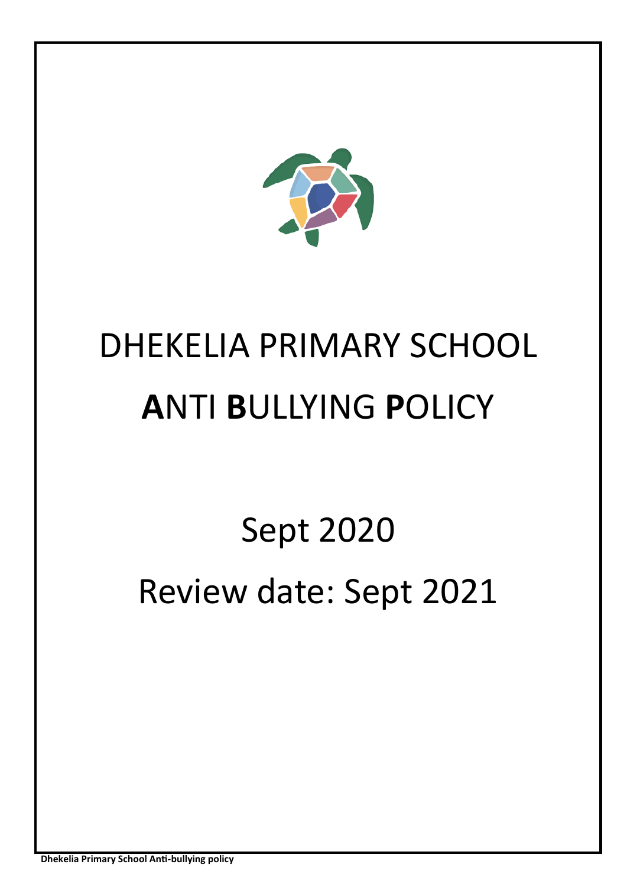# DHEKELIA PRIMARY SCHOOL

# **A**NTI **B**ULLYING **P**OLICY

## Sept 2020

## Review date: Sept 2021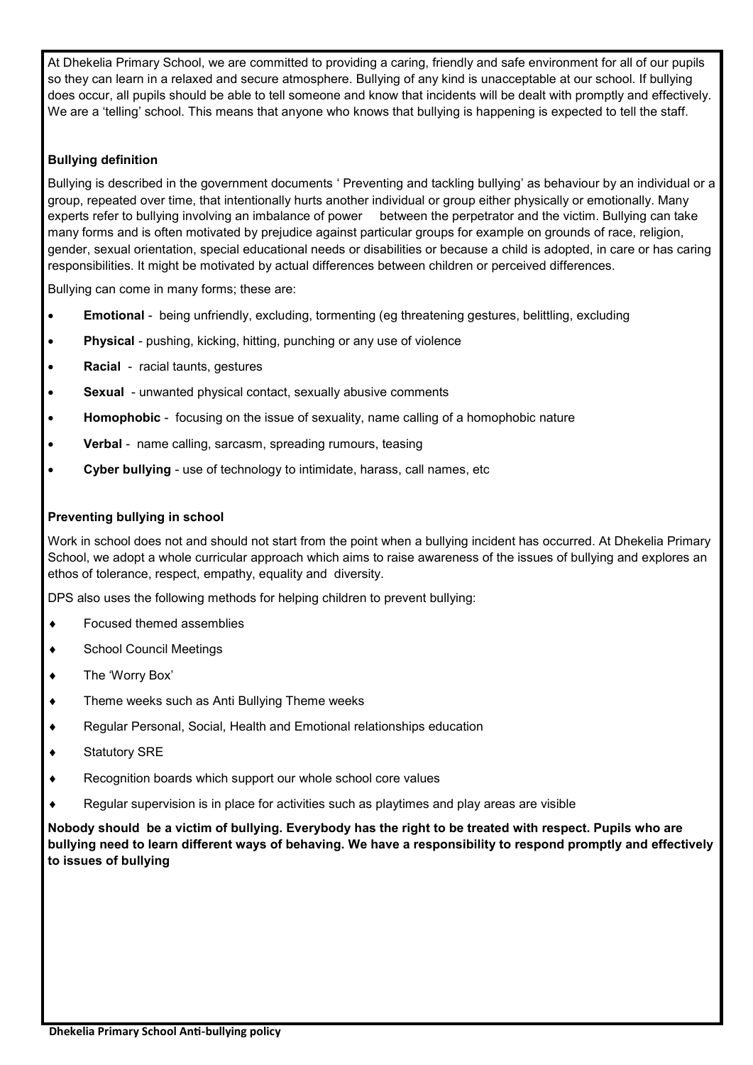At Dhekelia Primary School, we are committed to providing a caring, friendly and safe environment for all of our pupils so they can learn in a relaxed and secure atmosphere. Bullying of any kind is unacceptable at our school. If bullying does occur, all pupils should be able to tell someone and know that incidents will be dealt with promptly and effectively. We are a 'telling' school. This means that anyone who knows that bullying is happening is expected to tell the staff.

**Bullying definition**

Bullying is described in the government documents ' Preventing and tackling bullying' as behaviour by an individual or a group, repeated over time, that intentionally hurts another individual or group either physically or emotionally. Many experts refer to bullying involving an imbalance of power between the perpetrator and the victim. Bullying can take many forms and is often motivated by prejudice against particular groups for example on grounds of race, religion, gender, sexual orientation, special educational needs or disabilities or because a child is adopted, in care or has caring responsibilities. It might be motivated by actual differences between children or perceived differences.

Bullying can come in many forms; these are:

- **Emotional** - being unfriendly, excluding, tormenting (eg threatening gestures, belittling, excluding
- **Physical** - pushing, kicking, hitting, punching or any use of violence
- **Racial** - racial taunts, gestures
- **Sexual** - unwanted physical contact, sexually abusive comments
- **Homophobic** - focusing on the issue of sexuality, name calling of a homophobic nature
- **Verbal** - name calling, sarcasm, spreading rumours, teasing
- **Cyber bullying** - use of technology to intimidate, harass, call names, etc

**Preventing bullying in school**

Work in school does not and should not start from the point when a bullying incident has occurred. At Dhekelia Primary School, we adopt a whole curricular approach which aims to raise awareness of the issues of bullying and explores an ethos of tolerance, respect, empathy, equality and diversity.

DPS also uses the following methods for helping children to prevent bullying:

- Focused themed assemblies
- School Council Meetings
- The 'Worry Box'
- Theme weeks such as Anti Bullying Theme weeks
- Regular Personal, Social, Health and Emotional relationships education
- Statutory SRE
- Recognition boards which support our whole school core values
- Regular supervision is in place for activities such as playtimes and play areas are visible

**Nobody should be a victim of bullying. Everybody has the right to be treated with respect. Pupils who are bullying need to learn different ways of behaving. We have a responsibility to respond promptly and effectively to issues of bullying**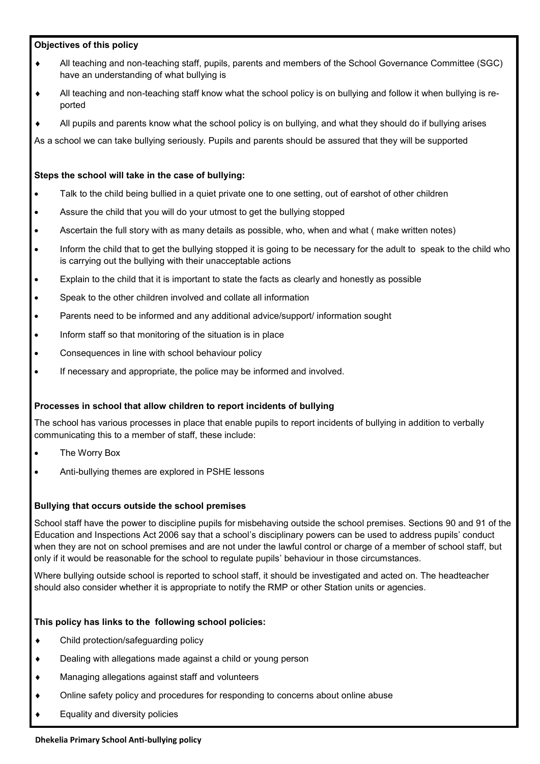**Objectives of this policy**

- All teaching and non-teaching staff, pupils, parents and members of the School Governance Committee (SGC) have an understanding of what bullying is
- All teaching and non-teaching staff know what the school policy is on bullying and follow it when bullying is reported
- All pupils and parents know what the school policy is on bullying, and what they should do if bullying arises

As a school we can take bullying seriously. Pupils and parents should be assured that they will be supported

**Steps the school will take in the case of bullying:**

- Talk to the child being bullied in a quiet private one to one setting, out of earshot of other children
- Assure the child that you will do your utmost to get the bullying stopped
- Ascertain the full story with as many details as possible, who, when and what ( make written notes)
- Inform the child that to get the bullying stopped it is going to be necessary for the adult to speak to the child who is carrying out the bullying with their unacceptable actions
- Explain to the child that it is important to state the facts as clearly and honestly as possible
- Speak to the other children involved and collate all information
- Parents need to be informed and any additional advice/support/ information sought
- Inform staff so that monitoring of the situation is in place
- Consequences in line with school behaviour policy
- If necessary and appropriate, the police may be informed and involved.

**Processes in school that allow children to report incidents of bullying**

The school has various processes in place that enable pupils to report incidents of bullying in addition to verbally communicating this to a member of staff, these include:

- The Worry Box
- Anti-bullying themes are explored in PSHE lessons

**Bullying that occurs outside the school premises**

School staff have the power to discipline pupils for misbehaving outside the school premises. Sections 90 and 91 of the Education and Inspections Act 2006 say that a school's disciplinary powers can be used to address pupils' conduct when they are not on school premises and are not under the lawful control or charge of a member of school staff, but only if it would be reasonable for the school to regulate pupils' behaviour in those circumstances.

Where bullying outside school is reported to school staff, it should be investigated and acted on. The headteacher should also consider whether it is appropriate to notify the RMP or other Station units or agencies.

**This policy has links to the following school policies:**

- Child protection/safeguarding policy
- Dealing with allegations made against a child or young person
- Managing allegations against staff and volunteers
- Online safety policy and procedures for responding to concerns about online abuse
- Equality and diversity policies